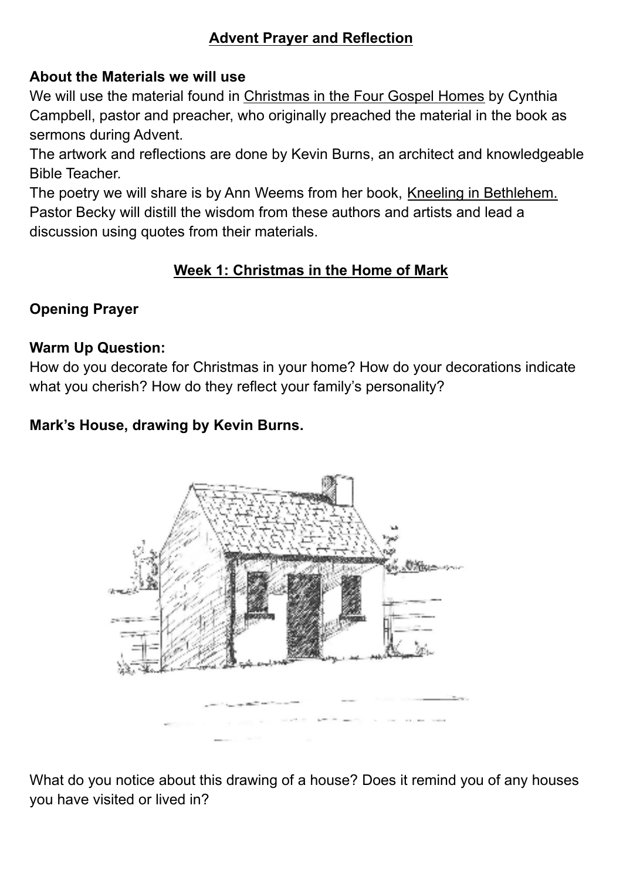## Advent Prayer and Reflection

**About the Materials we will use**

We will use the material found in Christmas in the Four Gospel Homes by Cynthia Campbell, pastor and preacher, who originally preached the material in the book as sermons during Advent.

The artwork and reflections are done by Kevin Burns, an architect and knowledgeable Bible Teacher.

The poetry we will share is by Ann Weems from her book, Kneeling in Bethlehem.

Pastor Becky will distill the wisdom from these authors and artists and lead a discussion using quotes from their materials.

## Week 1: Christmas in the Home of Mark

**Opening Prayer**

**Warm Up Question:**

How do you decorate for Christmas in your home? How do your decorations indicate what you cherish? How do they reflect your family's personality?

**Mark's House, drawing by Kevin Burns.**

What do you notice about this drawing of a house? Does it remind you of any houses you have visited or lived in?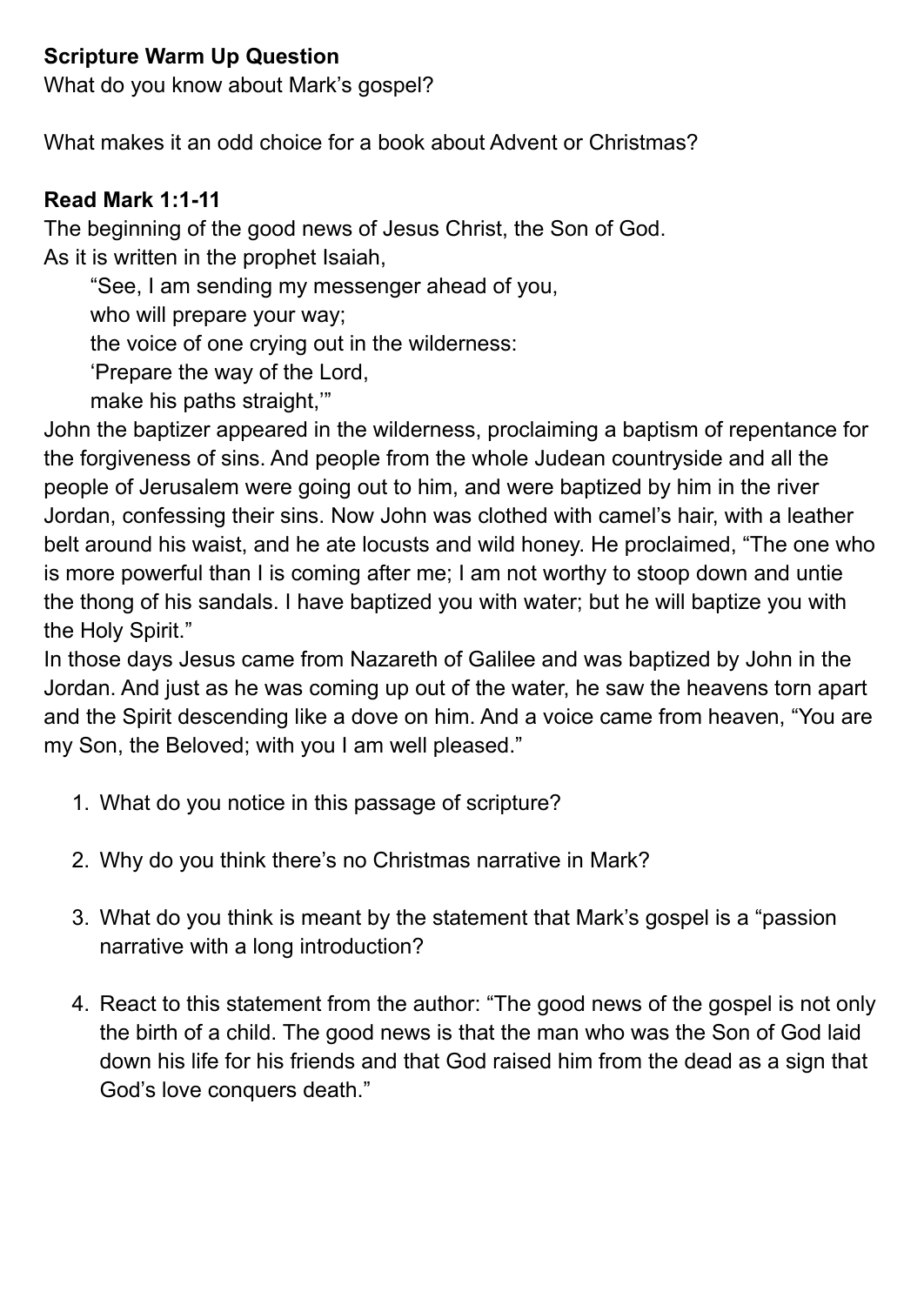**Scripture Warm Up Question**

What do you know about Mark's gospel?

What makes it an odd choice for a book about Advent or Christmas?

**Read Mark 1:1-11**

The beginning of the good news of Jesus Christ, the Son of God.
As it is written in the prophet Isaiah,

> "See, I am sending my messenger ahead of you,
> who will prepare your way;
> the voice of one crying out in the wilderness:
> 'Prepare the way of the Lord,
> make his paths straight,'"

John the baptizer appeared in the wilderness, proclaiming a baptism of repentance for the forgiveness of sins. And people from the whole Judean countryside and all the people of Jerusalem were going out to him, and were baptized by him in the river Jordan, confessing their sins. Now John was clothed with camel's hair, with a leather belt around his waist, and he ate locusts and wild honey. He proclaimed, "The one who is more powerful than I is coming after me; I am not worthy to stoop down and untie the thong of his sandals. I have baptized you with water; but he will baptize you with the Holy Spirit."

In those days Jesus came from Nazareth of Galilee and was baptized by John in the Jordan. And just as he was coming up out of the water, he saw the heavens torn apart and the Spirit descending like a dove on him. And a voice came from heaven, "You are my Son, the Beloved; with you I am well pleased."

1. What do you notice in this passage of scripture?

2. Why do you think there's no Christmas narrative in Mark?

3. What do you think is meant by the statement that Mark's gospel is a "passion narrative with a long introduction?

4. React to this statement from the author: "The good news of the gospel is not only the birth of a child. The good news is that the man who was the Son of God laid down his life for his friends and that God raised him from the dead as a sign that God's love conquers death."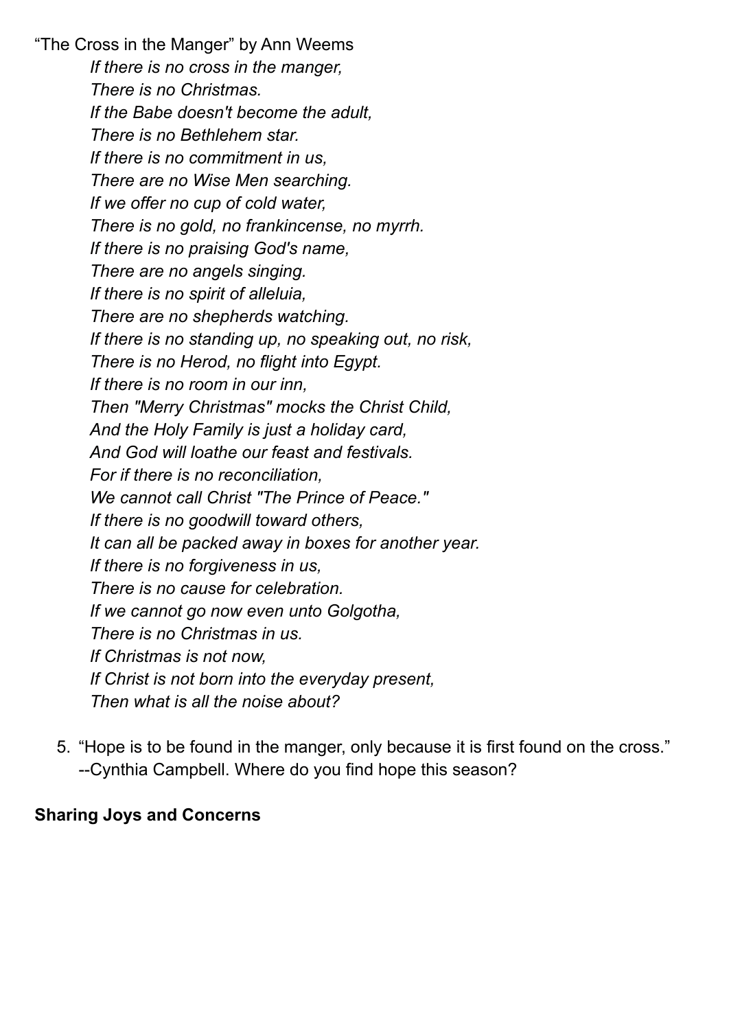"The Cross in the Manger" by Ann Weems

*If there is no cross in the manger,*
*There is no Christmas.*
*If the Babe doesn't become the adult,*
*There is no Bethlehem star.*
*If there is no commitment in us,*
*There are no Wise Men searching.*
*If we offer no cup of cold water,*
*There is no gold, no frankincense, no myrrh.*
*If there is no praising God's name,*
*There are no angels singing.*
*If there is no spirit of alleluia,*
*There are no shepherds watching.*
*If there is no standing up, no speaking out, no risk,*
*There is no Herod, no flight into Egypt.*
*If there is no room in our inn,*
*Then "Merry Christmas" mocks the Christ Child,*
*And the Holy Family is just a holiday card,*
*And God will loathe our feast and festivals.*
*For if there is no reconciliation,*
*We cannot call Christ "The Prince of Peace."*
*If there is no goodwill toward others,*
*It can all be packed away in boxes for another year.*
*If there is no forgiveness in us,*
*There is no cause for celebration.*
*If we cannot go now even unto Golgotha,*
*There is no Christmas in us.*
*If Christmas is not now,*
*If Christ is not born into the everyday present,*
*Then what is all the noise about?*

5. "Hope is to be found in the manger, only because it is first found on the cross." --Cynthia Campbell. Where do you find hope this season?

**Sharing Joys and Concerns**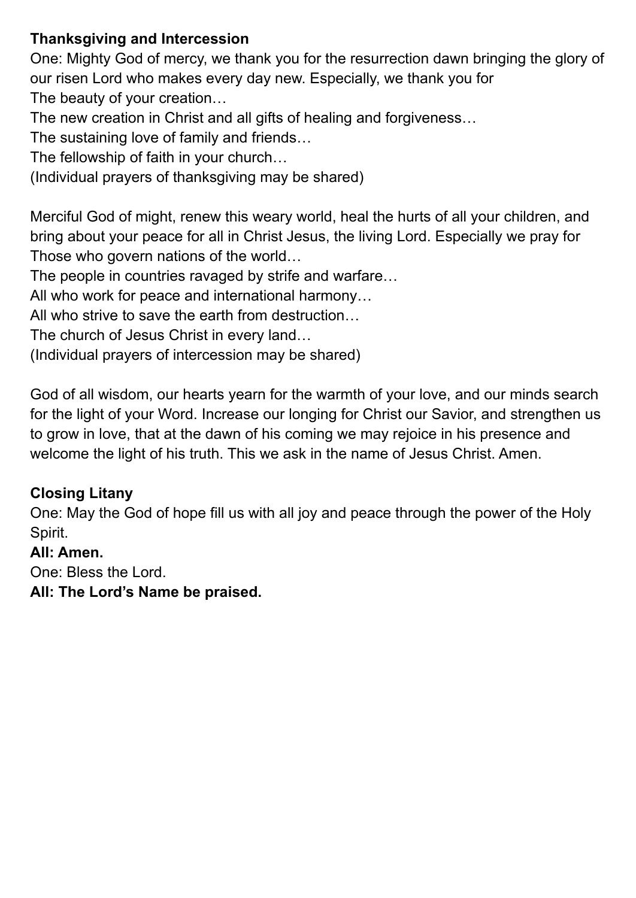**Thanksgiving and Intercession**

One: Mighty God of mercy, we thank you for the resurrection dawn bringing the glory of our risen Lord who makes every day new. Especially, we thank you for
The beauty of your creation…
The new creation in Christ and all gifts of healing and forgiveness…
The sustaining love of family and friends…
The fellowship of faith in your church…
(Individual prayers of thanksgiving may be shared)

Merciful God of might, renew this weary world, heal the hurts of all your children, and bring about your peace for all in Christ Jesus, the living Lord. Especially we pray for
Those who govern nations of the world…
The people in countries ravaged by strife and warfare…
All who work for peace and international harmony…
All who strive to save the earth from destruction…
The church of Jesus Christ in every land…
(Individual prayers of intercession may be shared)

God of all wisdom, our hearts yearn for the warmth of your love, and our minds search for the light of your Word. Increase our longing for Christ our Savior, and strengthen us to grow in love, that at the dawn of his coming we may rejoice in his presence and welcome the light of his truth. This we ask in the name of Jesus Christ. Amen.

**Closing Litany**

One: May the God of hope fill us with all joy and peace through the power of the Holy Spirit.
**All: Amen.**
One: Bless the Lord.
**All: The Lord's Name be praised.**